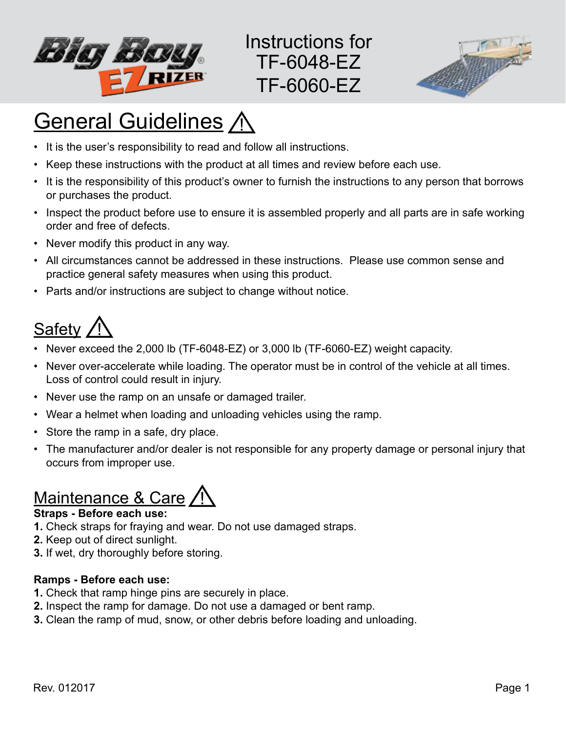# Instructions for TF-6048-EZ TF-6060-EZ

## General Guidelines ⚠

- It is the user's responsibility to read and follow all instructions.
- Keep these instructions with the product at all times and review before each use.
- It is the responsibility of this product's owner to furnish the instructions to any person that borrows or purchases the product.
- Inspect the product before use to ensure it is assembled properly and all parts are in safe working order and free of defects.
- Never modify this product in any way.
- All circumstances cannot be addressed in these instructions. Please use common sense and practice general safety measures when using this product.
- Parts and/or instructions are subject to change without notice.

## Safety ⚠

- Never exceed the 2,000 lb (TF-6048-EZ) or 3,000 lb (TF-6060-EZ) weight capacity.
- Never over-accelerate while loading. The operator must be in control of the vehicle at all times. Loss of control could result in injury.
- Never use the ramp on an unsafe or damaged trailer.
- Wear a helmet when loading and unloading vehicles using the ramp.
- Store the ramp in a safe, dry place.
- The manufacturer and/or dealer is not responsible for any property damage or personal injury that occurs from improper use.

## Maintenance & Care ⚠

**Straps - Before each use:**

**1.** Check straps for fraying and wear. Do not use damaged straps.
**2.** Keep out of direct sunlight.
**3.** If wet, dry thoroughly before storing.

**Ramps - Before each use:**

**1.** Check that ramp hinge pins are securely in place.
**2.** Inspect the ramp for damage. Do not use a damaged or bent ramp.
**3.** Clean the ramp of mud, snow, or other debris before loading and unloading.

Rev. 012017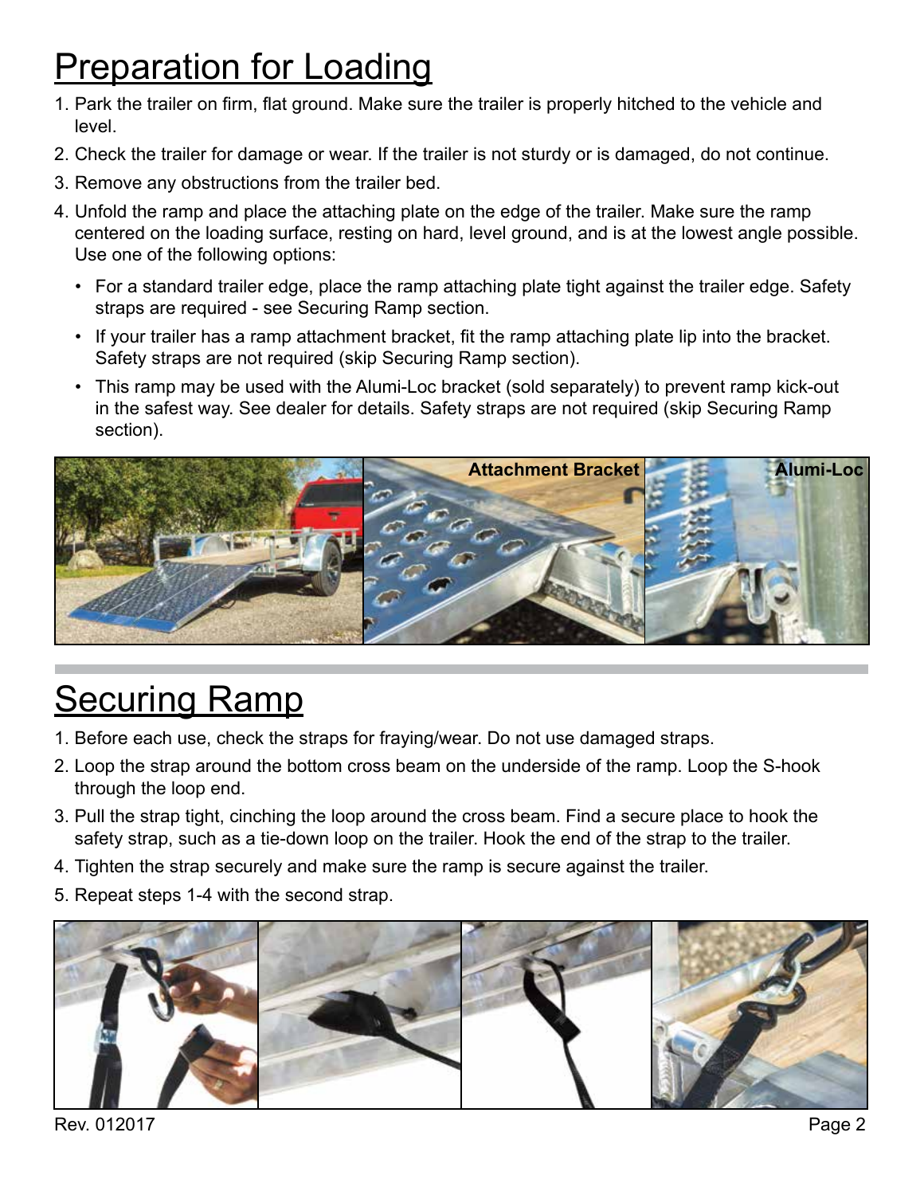# Preparation for Loading

1. Park the trailer on firm, flat ground. Make sure the trailer is properly hitched to the vehicle and level.
2. Check the trailer for damage or wear. If the trailer is not sturdy or is damaged, do not continue.
3. Remove any obstructions from the trailer bed.
4. Unfold the ramp and place the attaching plate on the edge of the trailer. Make sure the ramp centered on the loading surface, resting on hard, level ground, and is at the lowest angle possible. Use one of the following options:
   - For a standard trailer edge, place the ramp attaching plate tight against the trailer edge. Safety straps are required - see Securing Ramp section.
   - If your trailer has a ramp attachment bracket, fit the ramp attaching plate lip into the bracket. Safety straps are not required (skip Securing Ramp section).
   - This ramp may be used with the Alumi-Loc bracket (sold separately) to prevent ramp kick-out in the safest way. See dealer for details. Safety straps are not required (skip Securing Ramp section).

**Attachment Bracket** **Alumi-Loc**

# Securing Ramp

1. Before each use, check the straps for fraying/wear. Do not use damaged straps.
2. Loop the strap around the bottom cross beam on the underside of the ramp. Loop the S-hook through the loop end.
3. Pull the strap tight, cinching the loop around the cross beam. Find a secure place to hook the safety strap, such as a tie-down loop on the trailer. Hook the end of the strap to the trailer.
4. Tighten the strap securely and make sure the ramp is secure against the trailer.
5. Repeat steps 1-4 with the second strap.

Rev. 012017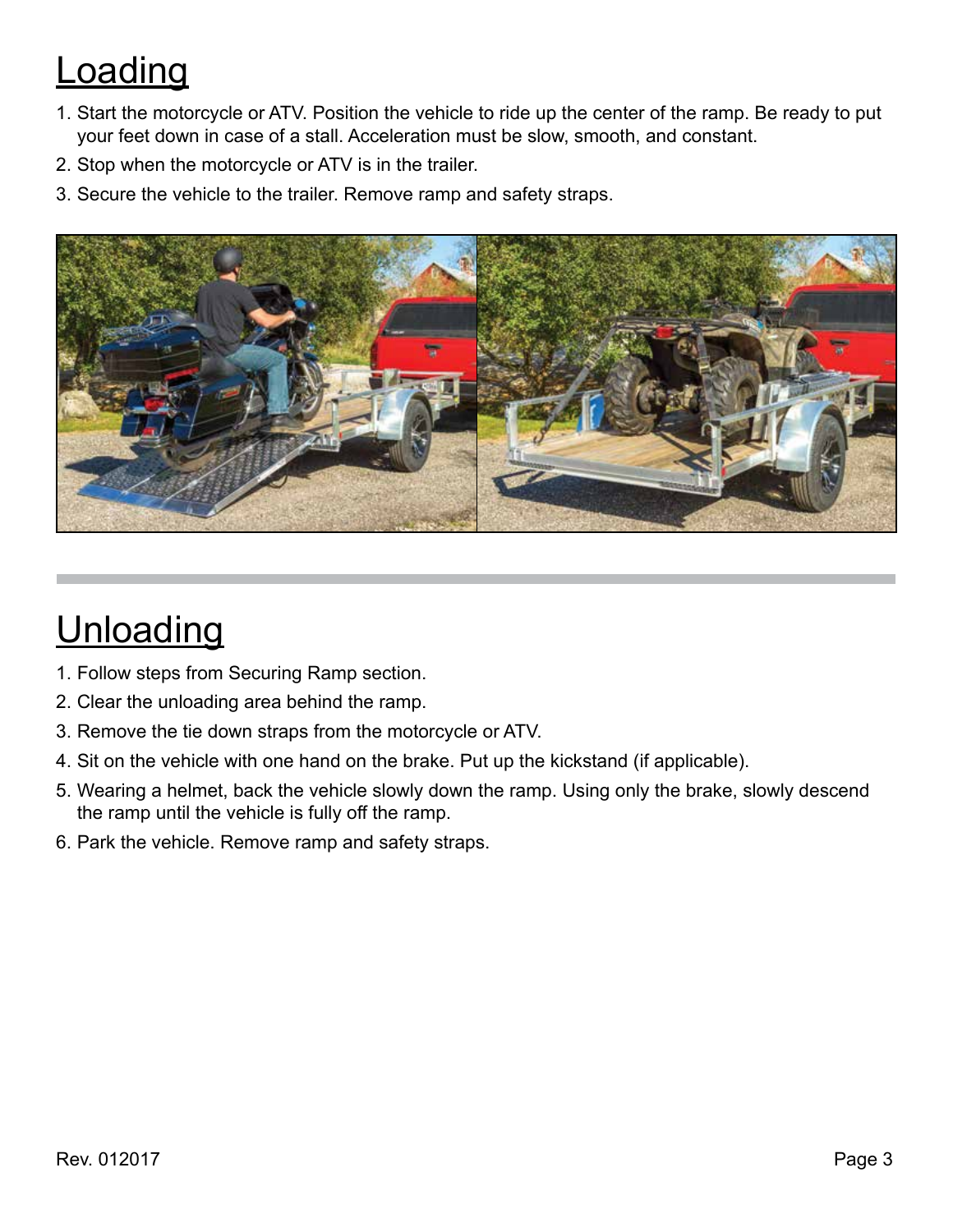# Loading

1. Start the motorcycle or ATV. Position the vehicle to ride up the center of the ramp. Be ready to put your feet down in case of a stall. Acceleration must be slow, smooth, and constant.
2. Stop when the motorcycle or ATV is in the trailer.
3. Secure the vehicle to the trailer. Remove ramp and safety straps.

# Unloading

1. Follow steps from Securing Ramp section.
2. Clear the unloading area behind the ramp.
3. Remove the tie down straps from the motorcycle or ATV.
4. Sit on the vehicle with one hand on the brake. Put up the kickstand (if applicable).
5. Wearing a helmet, back the vehicle slowly down the ramp. Using only the brake, slowly descend the ramp until the vehicle is fully off the ramp.
6. Park the vehicle. Remove ramp and safety straps.

Rev. 012017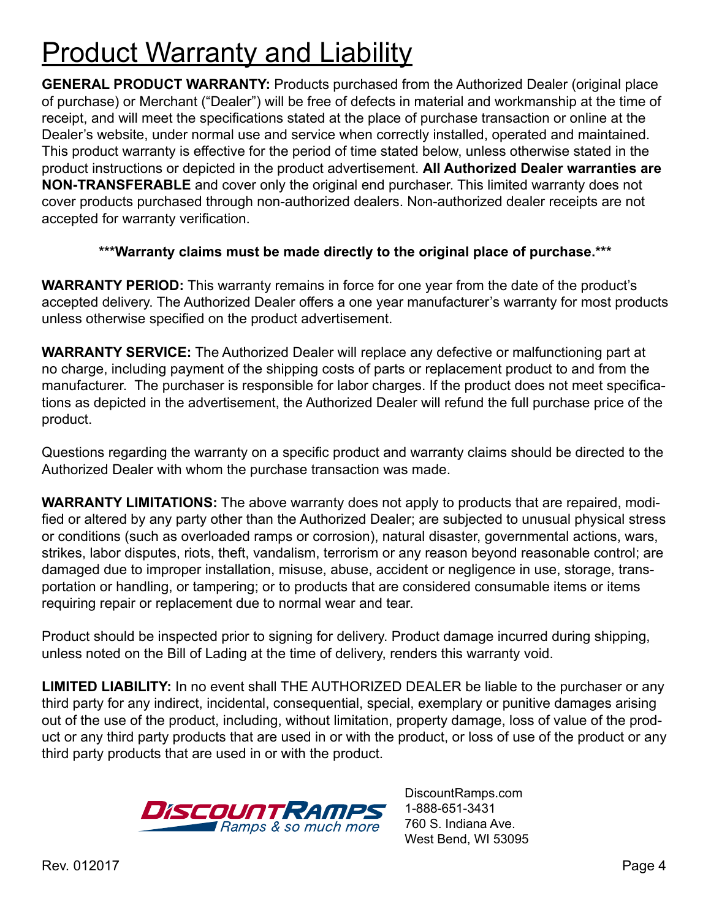# Product Warranty and Liability

**GENERAL PRODUCT WARRANTY:** Products purchased from the Authorized Dealer (original place of purchase) or Merchant ("Dealer") will be free of defects in material and workmanship at the time of receipt, and will meet the specifications stated at the place of purchase transaction or online at the Dealer's website, under normal use and service when correctly installed, operated and maintained. This product warranty is effective for the period of time stated below, unless otherwise stated in the product instructions or depicted in the product advertisement. **All Authorized Dealer warranties are NON-TRANSFERABLE** and cover only the original end purchaser. This limited warranty does not cover products purchased through non-authorized dealers. Non-authorized dealer receipts are not accepted for warranty verification.

**\*\*\*Warranty claims must be made directly to the original place of purchase.\*\*\***

**WARRANTY PERIOD:** This warranty remains in force for one year from the date of the product's accepted delivery. The Authorized Dealer offers a one year manufacturer's warranty for most products unless otherwise specified on the product advertisement.

**WARRANTY SERVICE:** The Authorized Dealer will replace any defective or malfunctioning part at no charge, including payment of the shipping costs of parts or replacement product to and from the manufacturer. The purchaser is responsible for labor charges. If the product does not meet specifications as depicted in the advertisement, the Authorized Dealer will refund the full purchase price of the product.

Questions regarding the warranty on a specific product and warranty claims should be directed to the Authorized Dealer with whom the purchase transaction was made.

**WARRANTY LIMITATIONS:** The above warranty does not apply to products that are repaired, modified or altered by any party other than the Authorized Dealer; are subjected to unusual physical stress or conditions (such as overloaded ramps or corrosion), natural disaster, governmental actions, wars, strikes, labor disputes, riots, theft, vandalism, terrorism or any reason beyond reasonable control; are damaged due to improper installation, misuse, abuse, accident or negligence in use, storage, transportation or handling, or tampering; or to products that are considered consumable items or items requiring repair or replacement due to normal wear and tear.

Product should be inspected prior to signing for delivery. Product damage incurred during shipping, unless noted on the Bill of Lading at the time of delivery, renders this warranty void.

**LIMITED LIABILITY:** In no event shall THE AUTHORIZED DEALER be liable to the purchaser or any third party for any indirect, incidental, consequential, special, exemplary or punitive damages arising out of the use of the product, including, without limitation, property damage, loss of value of the product or any third party products that are used in or with the product, or loss of use of the product or any third party products that are used in or with the product.

DISCOUNT RAMPS
Ramps & so much more

DiscountRamps.com
1-888-651-3431
760 S. Indiana Ave.
West Bend, WI 53095

Rev. 012017